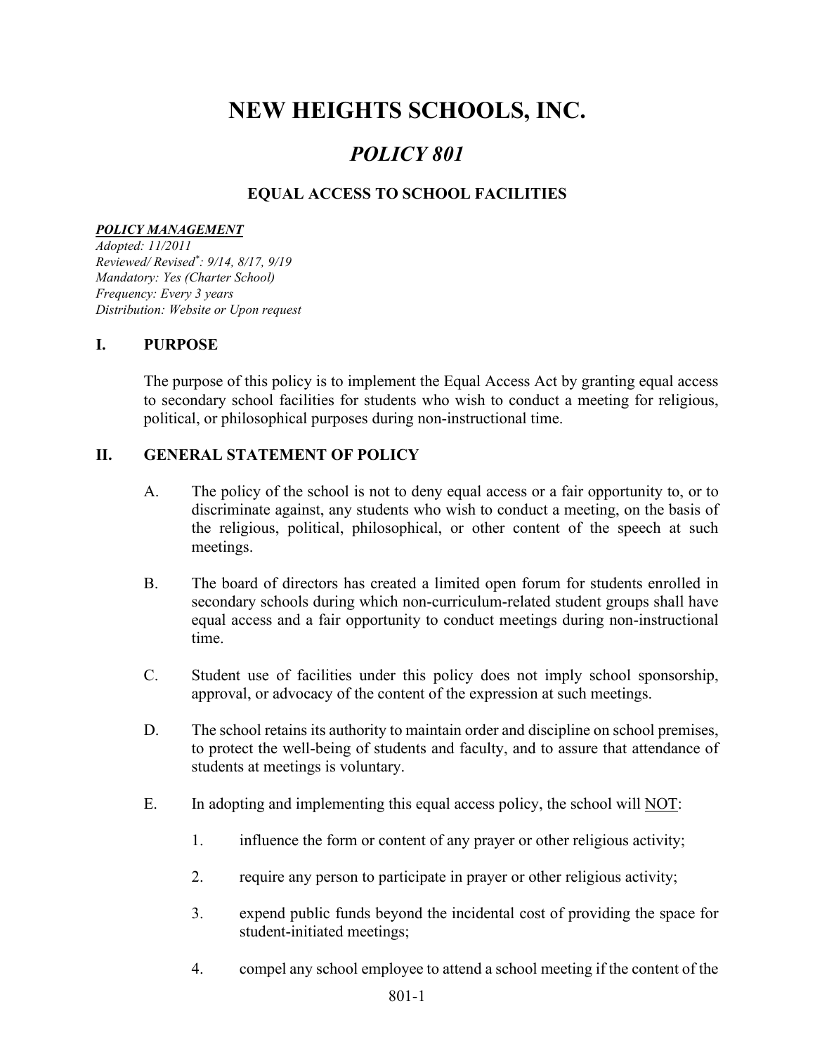# NEW HEIGHTS SCHOOLS, INC.

## *POLICY 801*

### EQUAL ACCESS TO SCHOOL FACILITIES

***POLICY MANAGEMENT***
*Adopted: 11/2011*
*Reviewed/ Revised*: 9/14, 8/17, 9/19*
*Mandatory: Yes (Charter School)*
*Frequency: Every 3 years*
*Distribution: Website or Upon request*

## I. PURPOSE

The purpose of this policy is to implement the Equal Access Act by granting equal access to secondary school facilities for students who wish to conduct a meeting for religious, political, or philosophical purposes during non-instructional time.

## II. GENERAL STATEMENT OF POLICY

A. The policy of the school is not to deny equal access or a fair opportunity to, or to discriminate against, any students who wish to conduct a meeting, on the basis of the religious, political, philosophical, or other content of the speech at such meetings.

B. The board of directors has created a limited open forum for students enrolled in secondary schools during which non-curriculum-related student groups shall have equal access and a fair opportunity to conduct meetings during non-instructional time.

C. Student use of facilities under this policy does not imply school sponsorship, approval, or advocacy of the content of the expression at such meetings.

D. The school retains its authority to maintain order and discipline on school premises, to protect the well-being of students and faculty, and to assure that attendance of students at meetings is voluntary.

E. In adopting and implementing this equal access policy, the school will NOT:

1. influence the form or content of any prayer or other religious activity;

2. require any person to participate in prayer or other religious activity;

3. expend public funds beyond the incidental cost of providing the space for student-initiated meetings;

4. compel any school employee to attend a school meeting if the content of the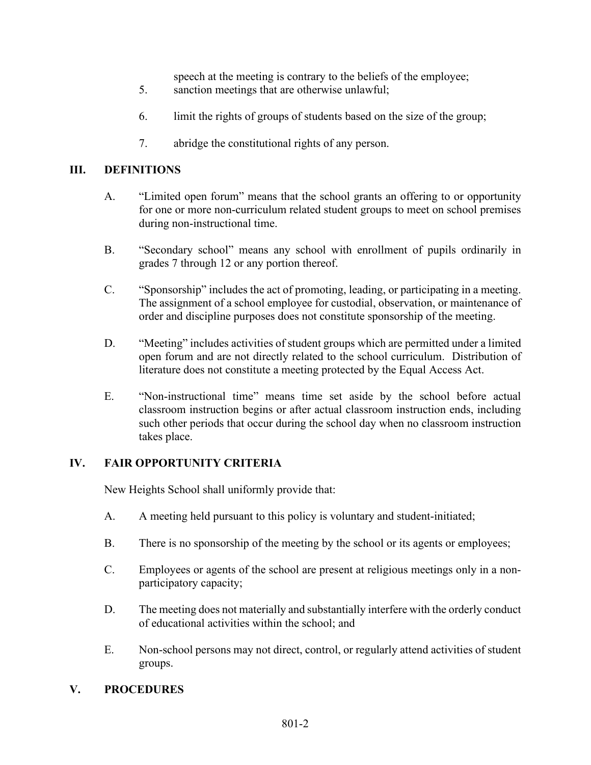speech at the meeting is contrary to the beliefs of the employee;

5. sanction meetings that are otherwise unlawful;

6. limit the rights of groups of students based on the size of the group;

7. abridge the constitutional rights of any person.

## III. DEFINITIONS

A. "Limited open forum" means that the school grants an offering to or opportunity for one or more non-curriculum related student groups to meet on school premises during non-instructional time.

B. "Secondary school" means any school with enrollment of pupils ordinarily in grades 7 through 12 or any portion thereof.

C. "Sponsorship" includes the act of promoting, leading, or participating in a meeting. The assignment of a school employee for custodial, observation, or maintenance of order and discipline purposes does not constitute sponsorship of the meeting.

D. "Meeting" includes activities of student groups which are permitted under a limited open forum and are not directly related to the school curriculum. Distribution of literature does not constitute a meeting protected by the Equal Access Act.

E. "Non-instructional time" means time set aside by the school before actual classroom instruction begins or after actual classroom instruction ends, including such other periods that occur during the school day when no classroom instruction takes place.

## IV. FAIR OPPORTUNITY CRITERIA

New Heights School shall uniformly provide that:

A. A meeting held pursuant to this policy is voluntary and student-initiated;

B. There is no sponsorship of the meeting by the school or its agents or employees;

C. Employees or agents of the school are present at religious meetings only in a non-participatory capacity;

D. The meeting does not materially and substantially interfere with the orderly conduct of educational activities within the school; and

E. Non-school persons may not direct, control, or regularly attend activities of student groups.

## V. PROCEDURES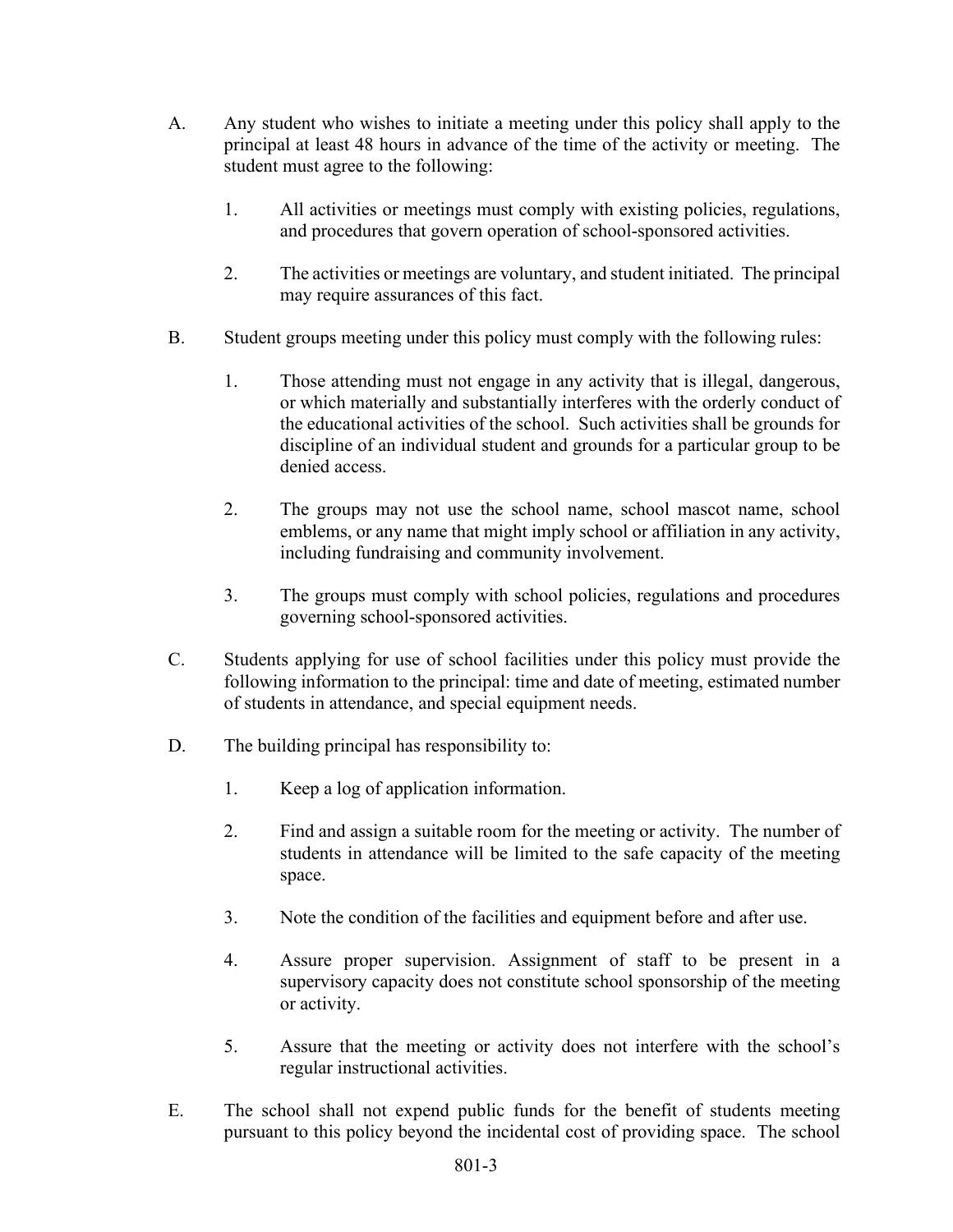A. Any student who wishes to initiate a meeting under this policy shall apply to the principal at least 48 hours in advance of the time of the activity or meeting. The student must agree to the following:

   1. All activities or meetings must comply with existing policies, regulations, and procedures that govern operation of school-sponsored activities.

   2. The activities or meetings are voluntary, and student initiated. The principal may require assurances of this fact.

B. Student groups meeting under this policy must comply with the following rules:

   1. Those attending must not engage in any activity that is illegal, dangerous, or which materially and substantially interferes with the orderly conduct of the educational activities of the school. Such activities shall be grounds for discipline of an individual student and grounds for a particular group to be denied access.

   2. The groups may not use the school name, school mascot name, school emblems, or any name that might imply school or affiliation in any activity, including fundraising and community involvement.

   3. The groups must comply with school policies, regulations and procedures governing school-sponsored activities.

C. Students applying for use of school facilities under this policy must provide the following information to the principal: time and date of meeting, estimated number of students in attendance, and special equipment needs.

D. The building principal has responsibility to:

   1. Keep a log of application information.

   2. Find and assign a suitable room for the meeting or activity. The number of students in attendance will be limited to the safe capacity of the meeting space.

   3. Note the condition of the facilities and equipment before and after use.

   4. Assure proper supervision. Assignment of staff to be present in a supervisory capacity does not constitute school sponsorship of the meeting or activity.

   5. Assure that the meeting or activity does not interfere with the school's regular instructional activities.

E. The school shall not expend public funds for the benefit of students meeting pursuant to this policy beyond the incidental cost of providing space. The school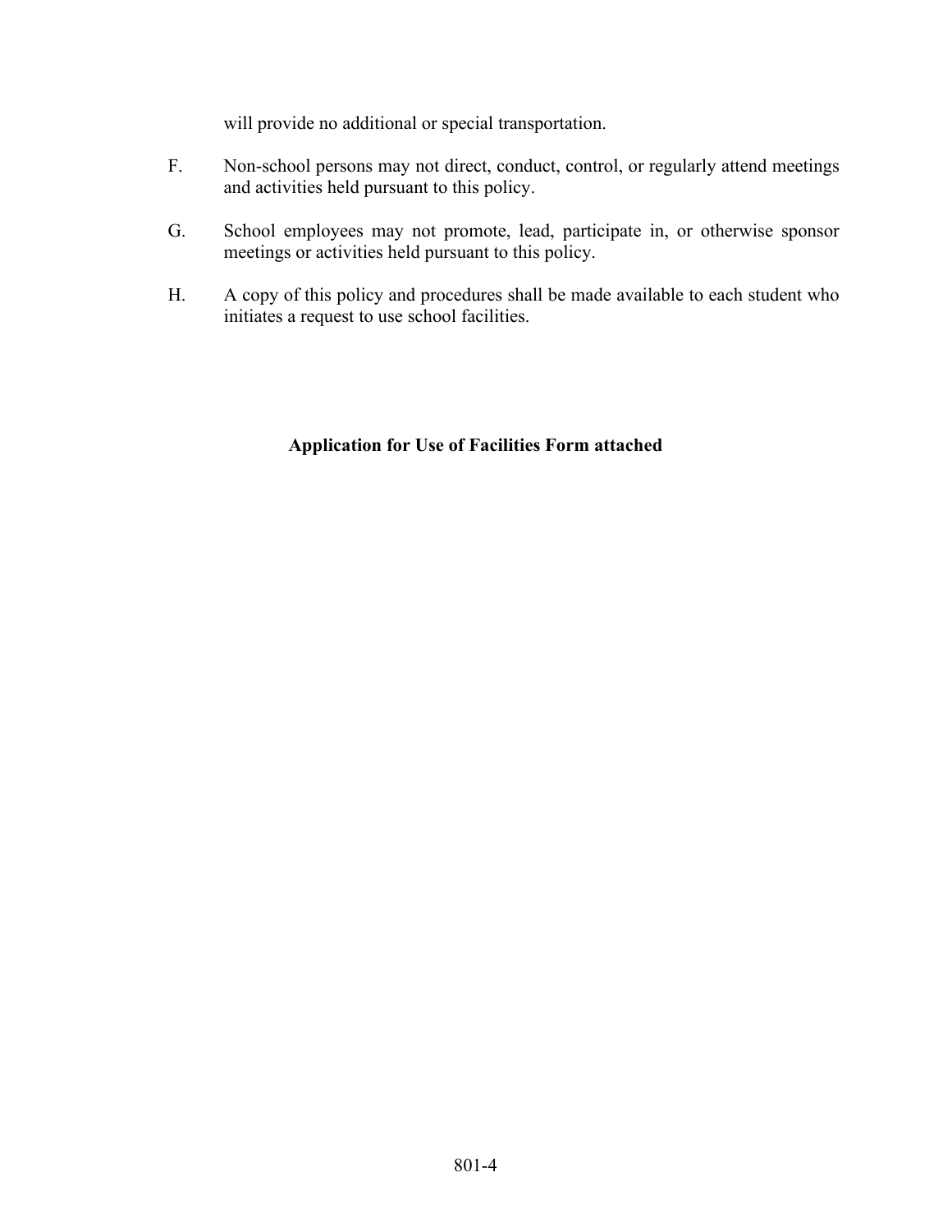will provide no additional or special transportation.

F. Non-school persons may not direct, conduct, control, or regularly attend meetings and activities held pursuant to this policy.

G. School employees may not promote, lead, participate in, or otherwise sponsor meetings or activities held pursuant to this policy.

H. A copy of this policy and procedures shall be made available to each student who initiates a request to use school facilities.

**Application for Use of Facilities Form attached**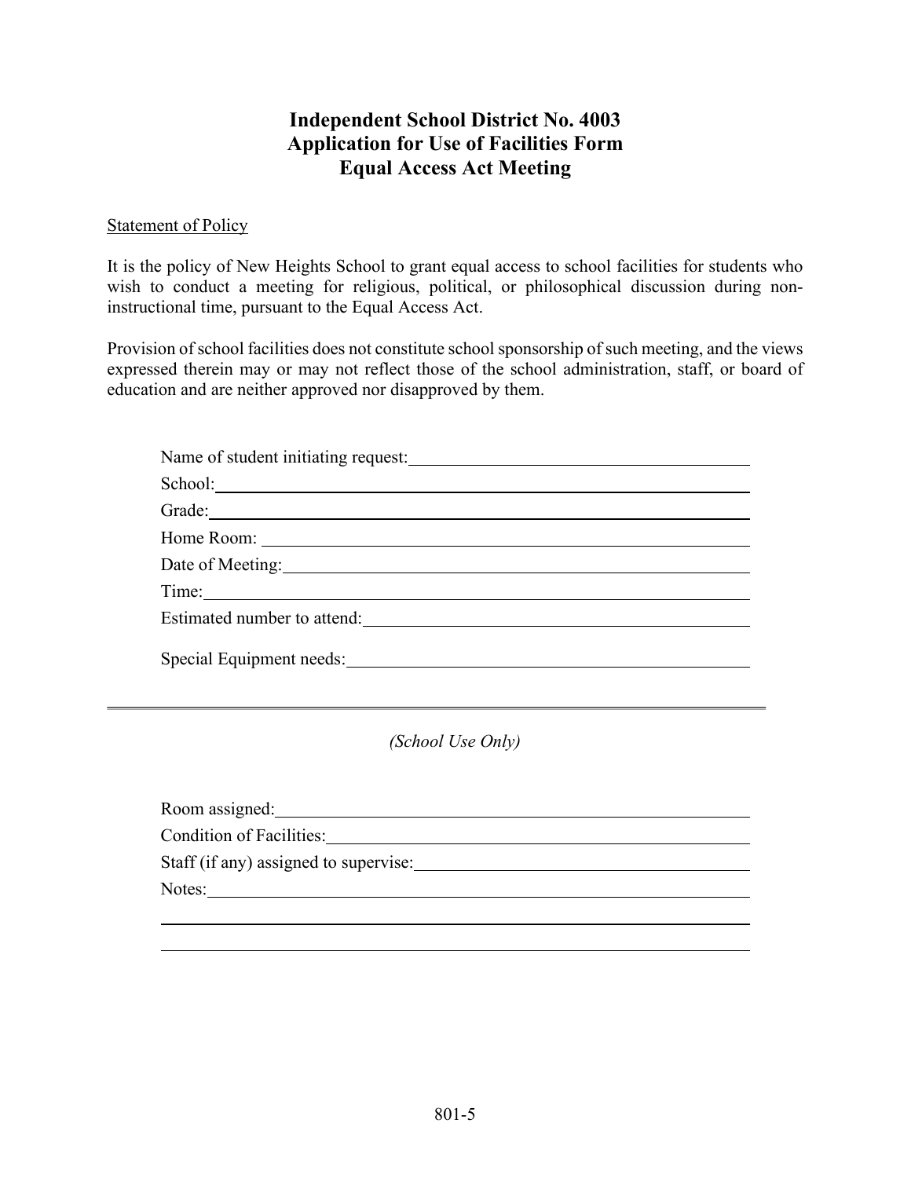# Independent School District No. 4003
# Application for Use of Facilities Form
# Equal Access Act Meeting

Statement of Policy

It is the policy of New Heights School to grant equal access to school facilities for students who wish to conduct a meeting for religious, political, or philosophical discussion during non-instructional time, pursuant to the Equal Access Act.

Provision of school facilities does not constitute school sponsorship of such meeting, and the views expressed therein may or may not reflect those of the school administration, staff, or board of education and are neither approved nor disapproved by them.

Name of student initiating request: ____________________

School: ____________________

Grade: ____________________

Home Room: ____________________

Date of Meeting: ____________________

Time: ____________________

Estimated number to attend: ____________________

Special Equipment needs: ____________________

---

*(School Use Only)*

Room assigned: ____________________

Condition of Facilities: ____________________

Staff (if any) assigned to supervise: ____________________

Notes: ____________________

____________________

____________________